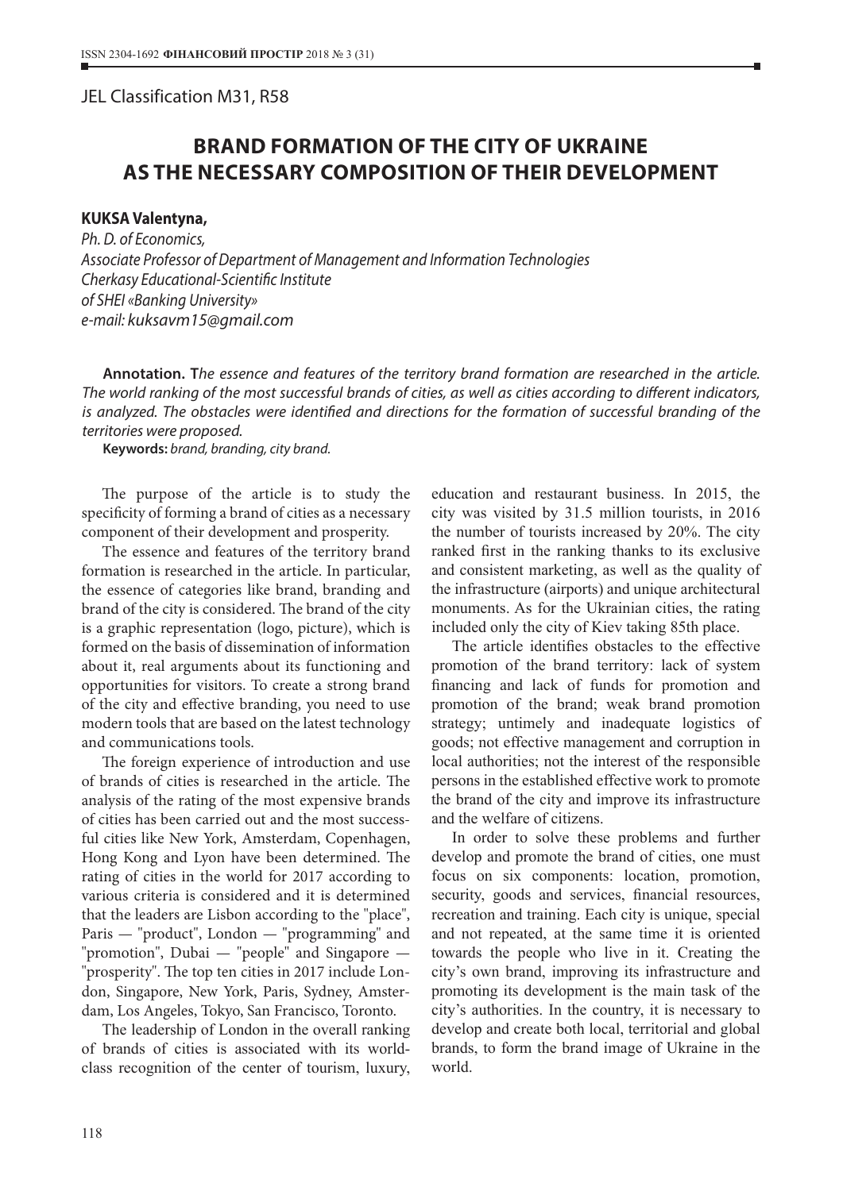JEL Classification M31, R58

# BRAND FORMATION OF THE CITY OF UKRAINE AS THE NECESSARY COMPOSITION OF THEIR DEVELOPMENT

**KUKSA Valentyna,**
*Ph. D. of Economics,*
*Associate Professor of Department of Management and Information Technologies*
*Cherkasy Educational-Scientific Institute*
*of SHEI «Banking University»*
*e-mail: kuksavm15@gmail.com*

**Annotation. T***he essence and features of the territory brand formation are researched in the article. The world ranking of the most successful brands of cities, as well as cities according to different indicators, is analyzed. The obstacles were identified and directions for the formation of successful branding of the territories were proposed.*

**Keywords:** *brand, branding, city brand.*

The purpose of the article is to study the specificity of forming a brand of cities as a necessary component of their development and prosperity.

The essence and features of the territory brand formation is researched in the article. In particular, the essence of categories like brand, branding and brand of the city is considered. The brand of the city is a graphic representation (logo, picture), which is formed on the basis of dissemination of information about it, real arguments about its functioning and opportunities for visitors. To create a strong brand of the city and effective branding, you need to use modern tools that are based on the latest technology and communications tools.

The foreign experience of introduction and use of brands of cities is researched in the article. The analysis of the rating of the most expensive brands of cities has been carried out and the most successful cities like New York, Amsterdam, Copenhagen, Hong Kong and Lyon have been determined. The rating of cities in the world for 2017 according to various criteria is considered and it is determined that the leaders are Lisbon according to the "place", Paris — "product", London — "programming" and "promotion", Dubai — "people" and Singapore — "prosperity". The top ten cities in 2017 include London, Singapore, New York, Paris, Sydney, Amsterdam, Los Angeles, Tokyo, San Francisco, Toronto.

The leadership of London in the overall ranking of brands of cities is associated with its world-class recognition of the center of tourism, luxury, education and restaurant business. In 2015, the city was visited by 31.5 million tourists, in 2016 the number of tourists increased by 20%. The city ranked first in the ranking thanks to its exclusive and consistent marketing, as well as the quality of the infrastructure (airports) and unique architectural monuments. As for the Ukrainian cities, the rating included only the city of Kiev taking 85th place.

The article identifies obstacles to the effective promotion of the brand territory: lack of system financing and lack of funds for promotion and promotion of the brand; weak brand promotion strategy; untimely and inadequate logistics of goods; not effective management and corruption in local authorities; not the interest of the responsible persons in the established effective work to promote the brand of the city and improve its infrastructure and the welfare of citizens.

In order to solve these problems and further develop and promote the brand of cities, one must focus on six components: location, promotion, security, goods and services, financial resources, recreation and training. Each city is unique, special and not repeated, at the same time it is oriented towards the people who live in it. Creating the city's own brand, improving its infrastructure and promoting its development is the main task of the city's authorities. In the country, it is necessary to develop and create both local, territorial and global brands, to form the brand image of Ukraine in the world.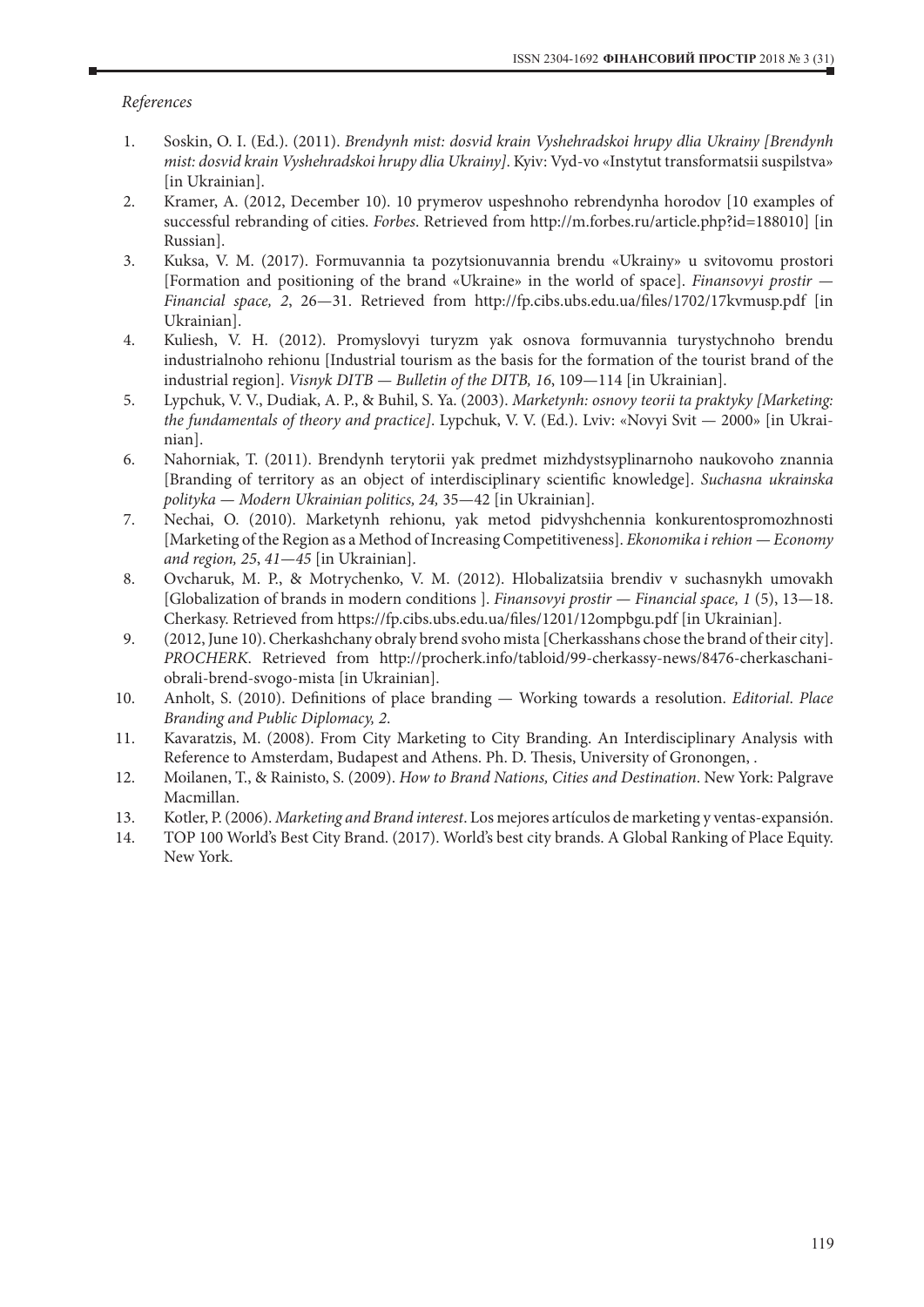*References*

1. Soskin, O. I. (Ed.). (2011). *Brendynh mist: dosvid krain Vyshehradskoi hrupy dlia Ukrainy [Brendynh mist: dosvid krain Vyshehradskoi hrupy dlia Ukrainy]*. Kyiv: Vyd-vo «Instytut transformatsii suspilstva» [in Ukrainian].
2. Kramer, A. (2012, December 10). 10 prymerov uspeshnoho rebrendynha horodov [10 examples of successful rebranding of cities. *Forbes*. Retrieved from http://m.forbes.ru/article.php?id=188010] [in Russian].
3. Kuksa, V. M. (2017). Formuvannia ta pozytsionuvannia brendu «Ukrainy» u svitovomu prostori [Formation and positioning of the brand «Ukraine» in the world of space]. *Finansovyi prostir — Financial space, 2*, 26—31. Retrieved from http://fp.cibs.ubs.edu.ua/files/1702/17kvmusp.pdf [in Ukrainian].
4. Kuliesh, V. H. (2012). Promyslovyi turyzm yak osnova formuvannia turystychnoho brendu industrialnoho rehionu [Industrial tourism as the basis for the formation of the tourist brand of the industrial region]. *Visnyk DITB — Bulletin of the DITB, 16*, 109—114 [in Ukrainian].
5. Lypchuk, V. V., Dudiak, A. P., & Buhil, S. Ya. (2003). *Marketynh: osnovy teorii ta praktyky [Marketing: the fundamentals of theory and practice]*. Lypchuk, V. V. (Ed.). Lviv: «Novyi Svit — 2000» [in Ukrainian].
6. Nahorniak, T. (2011). Brendynh terytorii yak predmet mizhdystsyplinarnoho naukovoho znannia [Branding of territory as an object of interdisciplinary scientific knowledge]. *Suchasna ukrainska polityka — Modern Ukrainian politics, 24,* 35—42 [in Ukrainian].
7. Nechai, O. (2010). Marketynh rehionu, yak metod pidvyshchennia konkurentospromozhnosti [Marketing of the Region as a Method of Increasing Competitiveness]. *Ekonomika i rehion — Economy and region, 25*, *41—45* [in Ukrainian].
8. Ovcharuk, M. P., & Motrychenko, V. M. (2012). Hlobalizatsiia brendiv v suchasnykh umovakh [Globalization of brands in modern conditions ]. *Finansovyi prostir — Financial space, 1* (5), 13—18. Cherkasy. Retrieved from https://fp.cibs.ubs.edu.ua/files/1201/12ompbgu.pdf [in Ukrainian].
9. (2012, June 10). Cherkashchany obraly brend svoho mista [Cherkasshans chose the brand of their city]. *PROCHERK*. Retrieved from http://procherk.info/tabloid/99-cherkassy-news/8476-cherkaschani-obrali-brend-svogo-mista [in Ukrainian].
10. Anholt, S. (2010). Definitions of place branding — Working towards a resolution. *Editorial*. *Place Branding and Public Diplomacy, 2.*
11. Kavaratzis, M. (2008). From City Marketing to City Branding. An Interdisciplinary Analysis with Reference to Amsterdam, Budapest and Athens. Ph. D. Thesis, University of Gronongen, .
12. Moilanen, T., & Rainisto, S. (2009). *How to Brand Nations, Cities and Destination*. New York: Palgrave Macmillan.
13. Kotler, P. (2006). *Marketing and Brand interest*. Los mejores artículos de marketing y ventas-expansión.
14. TOP 100 World's Best City Brand. (2017). World's best city brands. A Global Ranking of Place Equity. New York.